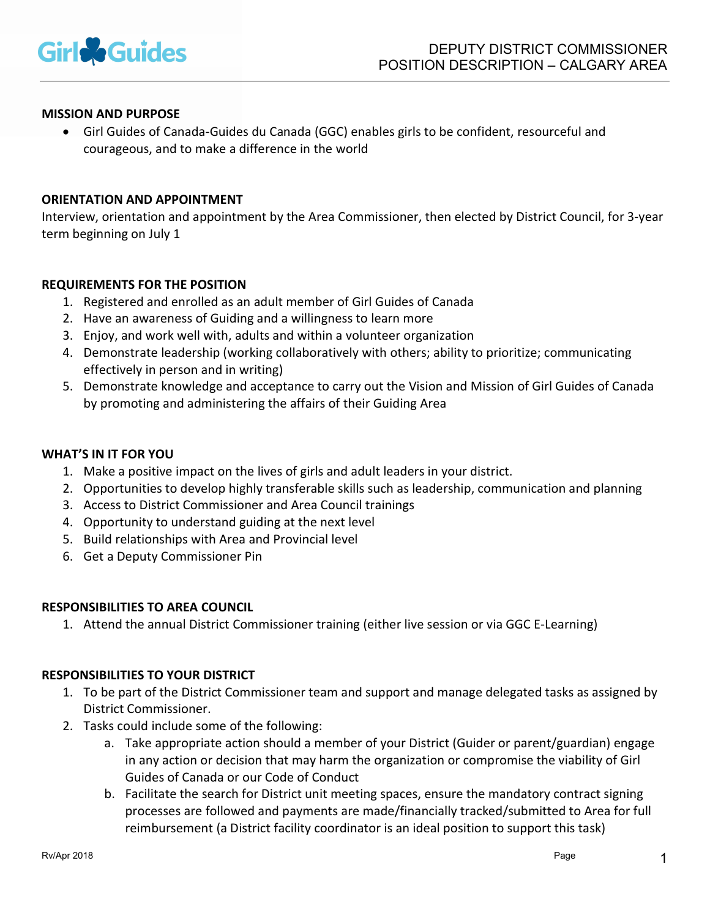# DEPUTY DISTRICT COMMISSIONER POSITION DESCRIPTION – CALGARY AREA

## MISSION AND PURPOSE

- Girl Guides of Canada-Guides du Canada (GGC) enables girls to be confident, resourceful and courageous, and to make a difference in the world

## ORIENTATION AND APPOINTMENT

Interview, orientation and appointment by the Area Commissioner, then elected by District Council, for 3-year term beginning on July 1

## REQUIREMENTS FOR THE POSITION

1. Registered and enrolled as an adult member of Girl Guides of Canada
2. Have an awareness of Guiding and a willingness to learn more
3. Enjoy, and work well with, adults and within a volunteer organization
4. Demonstrate leadership (working collaboratively with others; ability to prioritize; communicating effectively in person and in writing)
5. Demonstrate knowledge and acceptance to carry out the Vision and Mission of Girl Guides of Canada by promoting and administering the affairs of their Guiding Area

## WHAT'S IN IT FOR YOU

1. Make a positive impact on the lives of girls and adult leaders in your district.
2. Opportunities to develop highly transferable skills such as leadership, communication and planning
3. Access to District Commissioner and Area Council trainings
4. Opportunity to understand guiding at the next level
5. Build relationships with Area and Provincial level
6. Get a Deputy Commissioner Pin

## RESPONSIBILITIES TO AREA COUNCIL

1. Attend the annual District Commissioner training (either live session or via GGC E-Learning)

## RESPONSIBILITIES TO YOUR DISTRICT

1. To be part of the District Commissioner team and support and manage delegated tasks as assigned by District Commissioner.
2. Tasks could include some of the following:
   a. Take appropriate action should a member of your District (Guider or parent/guardian) engage in any action or decision that may harm the organization or compromise the viability of Girl Guides of Canada or our Code of Conduct
   b. Facilitate the search for District unit meeting spaces, ensure the mandatory contract signing processes are followed and payments are made/financially tracked/submitted to Area for full reimbursement (a District facility coordinator is an ideal position to support this task)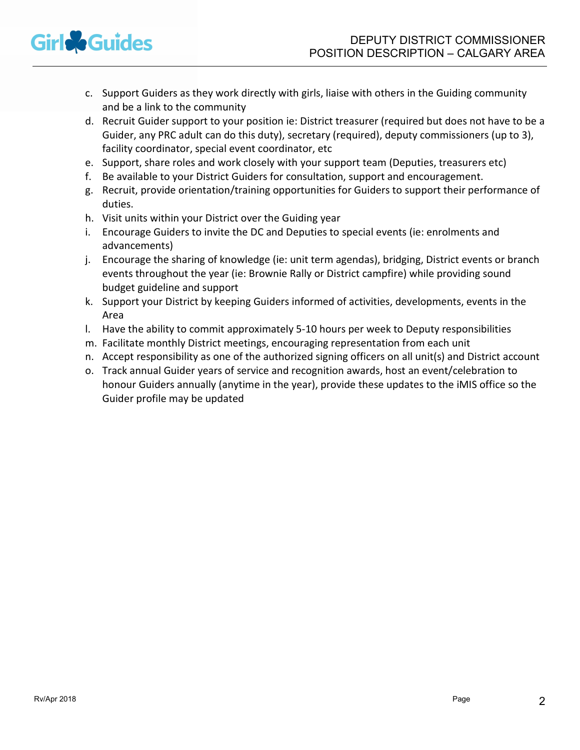c. Support Guiders as they work directly with girls, liaise with others in the Guiding community and be a link to the community
d. Recruit Guider support to your position ie: District treasurer (required but does not have to be a Guider, any PRC adult can do this duty), secretary (required), deputy commissioners (up to 3), facility coordinator, special event coordinator, etc
e. Support, share roles and work closely with your support team (Deputies, treasurers etc)
f. Be available to your District Guiders for consultation, support and encouragement.
g. Recruit, provide orientation/training opportunities for Guiders to support their performance of duties.
h. Visit units within your District over the Guiding year
i. Encourage Guiders to invite the DC and Deputies to special events (ie: enrolments and advancements)
j. Encourage the sharing of knowledge (ie: unit term agendas), bridging, District events or branch events throughout the year (ie: Brownie Rally or District campfire) while providing sound budget guideline and support
k. Support your District by keeping Guiders informed of activities, developments, events in the Area
l. Have the ability to commit approximately 5-10 hours per week to Deputy responsibilities
m. Facilitate monthly District meetings, encouraging representation from each unit
n. Accept responsibility as one of the authorized signing officers on all unit(s) and District account
o. Track annual Guider years of service and recognition awards, host an event/celebration to honour Guiders annually (anytime in the year), provide these updates to the iMIS office so the Guider profile may be updated